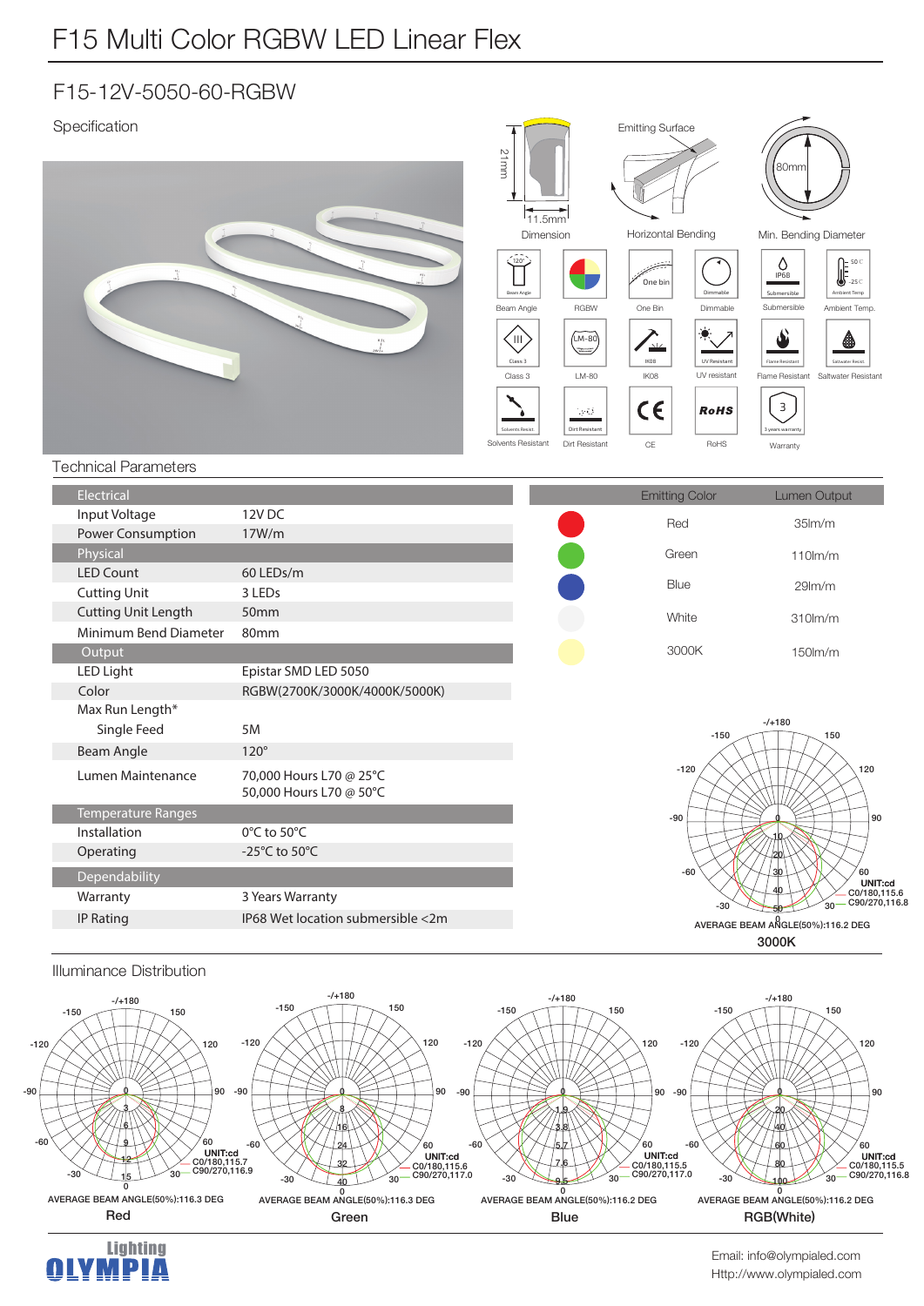# F15 Multi Color RGBW LED Linear Flex

## F15-12V-5050-60-RGBW

### Specification

21mm

11.5mm

Dimension

Emitting Surface

Horizontal Bending

80mm

Min. Bending Diameter

Beam Angle · RGBW · One Bin · Dimmable · Submersible · Ambient Temp.

Class 3 · LM-80 · IK08 · UV resistant · Flame Resistant · Saltwater Resistant

Solvents Resistant · Dirt Resistant · CE · RoHS · Warranty

### Technical Parameters

| Electrical | |
|---|---|
| Input Voltage | 12V DC |
| Power Consumption | 17W/m |
| **Physical** | |
| LED Count | 60 LEDs/m |
| Cutting Unit | 3 LEDs |
| Cutting Unit Length | 50mm |
| Minimum Bend Diameter | 80mm |
| **Output** | |
| LED Light | Epistar SMD LED 5050 |
| Color | RGBW(2700K/3000K/4000K/5000K) |
| Max Run Length* | |
| Single Feed | 5M |
| Beam Angle | 120° |
| Lumen Maintenance | 70,000 Hours L70 @ 25°C<br>50,000 Hours L70 @ 50°C |
| **Temperature Ranges** | |
| Installation | 0°C to 50°C |
| Operating | -25°C to 50°C |
| **Dependability** | |
| Warranty | 3 Years Warranty |
| IP Rating | IP68 Wet location submersible <2m |

| Emitting Color | Lumen Output |
|---|---|
| Red | 35lm/m |
| Green | 110lm/m |
| Blue | 29lm/m |
| White | 310lm/m |
| 3000K | 150lm/m |

UNIT:cd
C0/180,115.6
C90/270,116.8

AVERAGE BEAM ANGLE(50%):116.2 DEG

**3000K**

### Illuminance Distribution

UNIT:cd C0/180,115.7 C90/270,116.9
AVERAGE BEAM ANGLE(50%):116.3 DEG
**Red**

UNIT:cd C0/180,115.6 C90/270,117.0
AVERAGE BEAM ANGLE(50%):116.3 DEG
**Green**

UNIT:cd C0/180,115.5 C90/270,117.0
AVERAGE BEAM ANGLE(50%):116.2 DEG
**Blue**

UNIT:cd C0/180,115.5 C90/270,116.8
AVERAGE BEAM ANGLE(50%):116.2 DEG
**RGB(White)**

Lighting OLYMPIA

Email: info@olympialed.com
Http://www.olympialed.com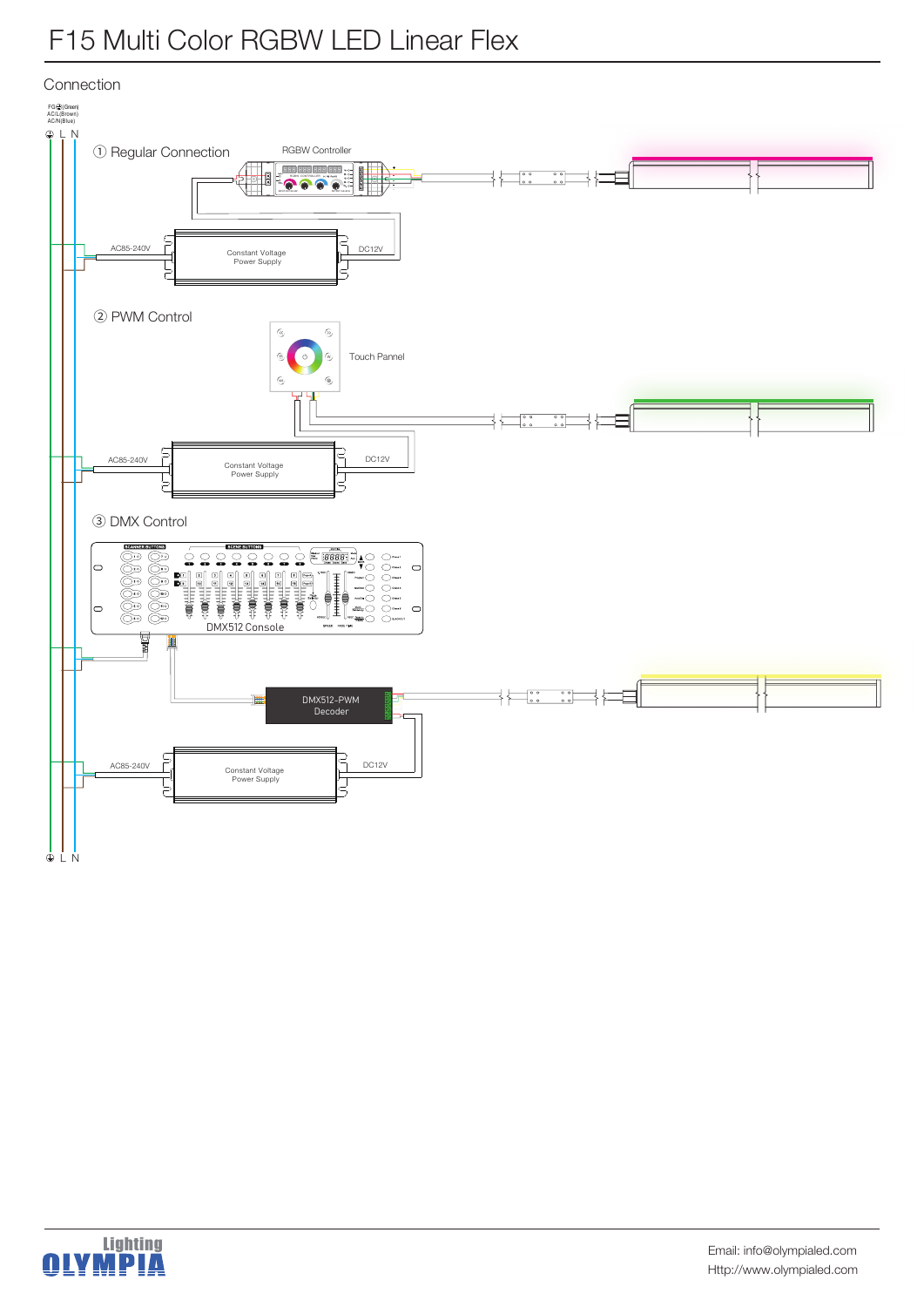# F15 Multi Color RGBW LED Linear Flex

## Connection

FG⏚(Green)
AC/L(Brown)
AC/N(Blue)

⏚ L N

① Regular Connection

RGBW Controller

AC85-240V

Constant Voltage
Power Supply

DC12V

② PWM Control

Touch Pannel

AC85-240V

Constant Voltage
Power Supply

DC12V

③ DMX Control

DMX512 Console

DMX512-PWM
Decoder

AC85-240V

Constant Voltage
Power Supply

DC12V

⏚ L N

Email: info@olympialed.com
Http://www.olympialed.com